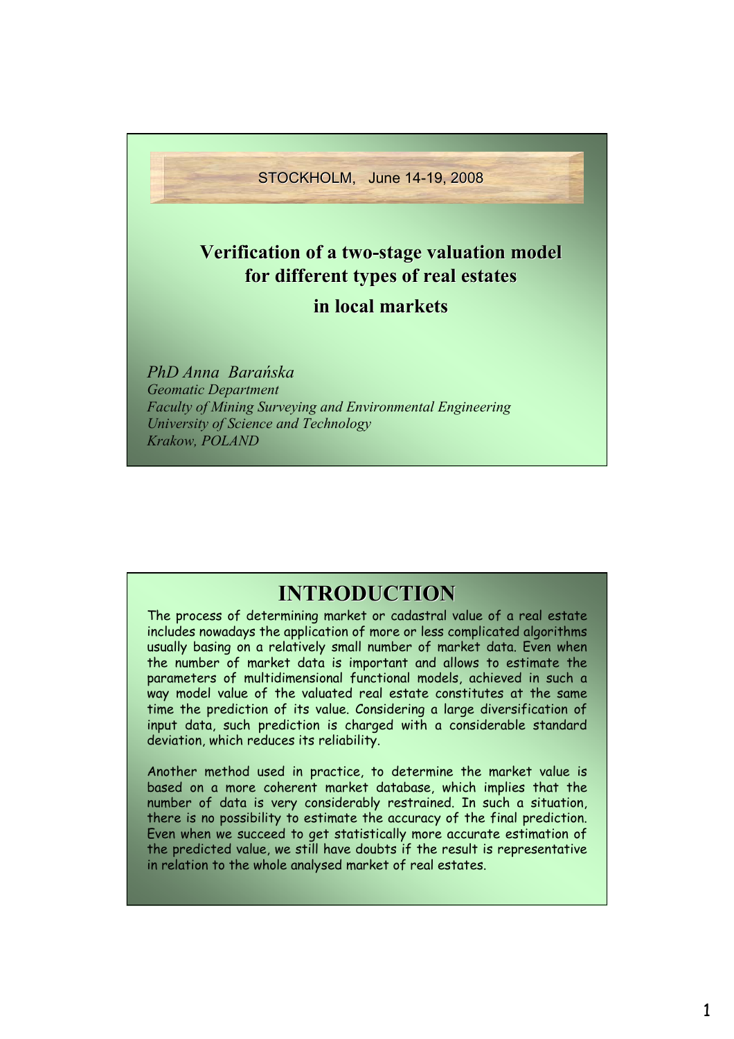STOCKHOLM, June 14-19, 2008

# Verification of a two-stage valuation model for different types of real estates in local markets

*PhD Anna Barańska*
*Geomatic Department*
*Faculty of Mining Surveying and Environmental Engineering*
*University of Science and Technology*
*Krakow, POLAND*

## INTRODUCTION

The process of determining market or cadastral value of a real estate includes nowadays the application of more or less complicated algorithms usually basing on a relatively small number of market data. Even when the number of market data is important and allows to estimate the parameters of multidimensional functional models, achieved in such a way model value of the valuated real estate constitutes at the same time the prediction of its value. Considering a large diversification of input data, such prediction is charged with a considerable standard deviation, which reduces its reliability.

Another method used in practice, to determine the market value is based on a more coherent market database, which implies that the number of data is very considerably restrained. In such a situation, there is no possibility to estimate the accuracy of the final prediction. Even when we succeed to get statistically more accurate estimation of the predicted value, we still have doubts if the result is representative in relation to the whole analysed market of real estates.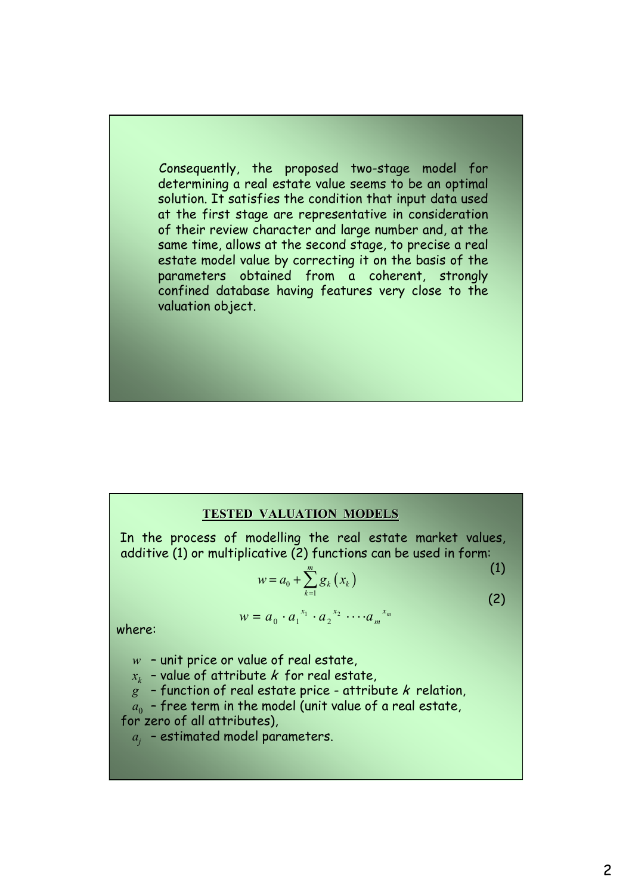Consequently, the proposed two-stage model for determining a real estate value seems to be an optimal solution. It satisfies the condition that input data used at the first stage are representative in consideration of their review character and large number and, at the same time, allows at the second stage, to precise a real estate model value by correcting it on the basis of the parameters obtained from a coherent, strongly confined database having features very close to the valuation object.

## TESTED VALUATION MODELS

In the process of modelling the real estate market values, additive (1) or multiplicative (2) functions can be used in form:

$$w = a_0 + \sum_{k=1}^{m} g_k(x_k) \tag{1}$$

$$w = a_0 \cdot a_1^{x_1} \cdot a_2^{x_2} \cdot \dots \cdot a_m^{x_m} \tag{2}$$

where:

- $w$ – unit price or value of real estate,
- $x_k$ – value of attribute $k$ for real estate,
- $g$ – function of real estate price - attribute $k$ relation,
- $a_0$ – free term in the model (unit value of a real estate, for zero of all attributes),
- $a_j$ – estimated model parameters.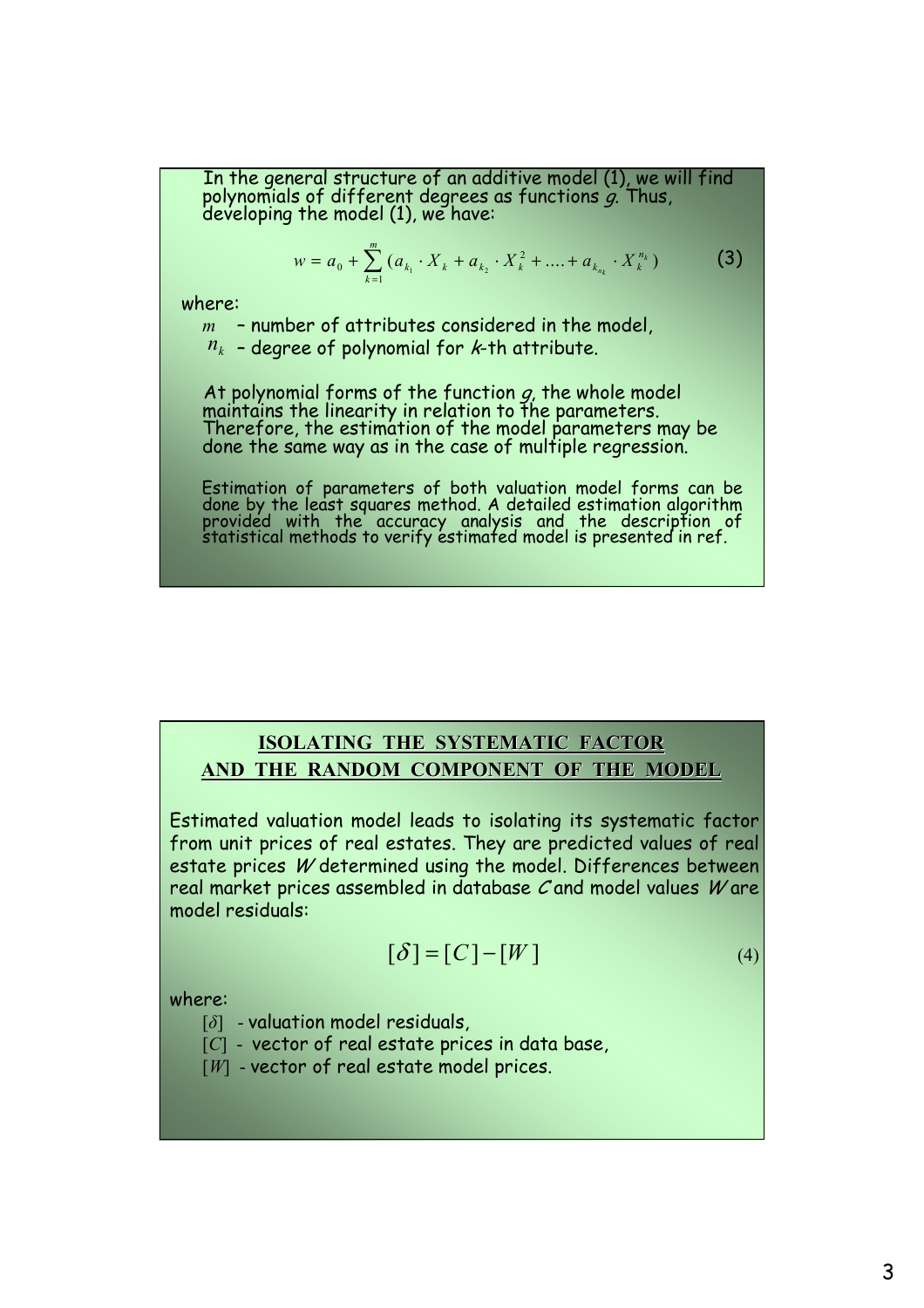In the general structure of an additive model (1), we will find polynomials of different degrees as functions $g$. Thus, developing the model (1), we have:

$$w = a_0 + \sum_{k=1}^{m} (a_{k_1} \cdot X_k + a_{k_2} \cdot X_k^2 + .... + a_{k_{n_k}} \cdot X_k^{n_k}) \qquad (3)$$

where:

- $m$ – number of attributes considered in the model,
- $n_k$ – degree of polynomial for $k$-th attribute.

At polynomial forms of the function $g$, the whole model maintains the linearity in relation to the parameters. Therefore, the estimation of the model parameters may be done the same way as in the case of multiple regression.

Estimation of parameters of both valuation model forms can be done by the least squares method. A detailed estimation algorithm provided with the accuracy analysis and the description of statistical methods to verify estimated model is presented in ref.

## ISOLATING THE SYSTEMATIC FACTOR AND THE RANDOM COMPONENT OF THE MODEL

Estimated valuation model leads to isolating its systematic factor from unit prices of real estates. They are predicted values of real estate prices $W$ determined using the model. Differences between real market prices assembled in database $C$ and model values $W$ are model residuals:

$$[\delta] = [C] - [W] \qquad (4)$$

where:

- $[\delta]$ - valuation model residuals,
- $[C]$ - vector of real estate prices in data base,
- $[W]$ - vector of real estate model prices.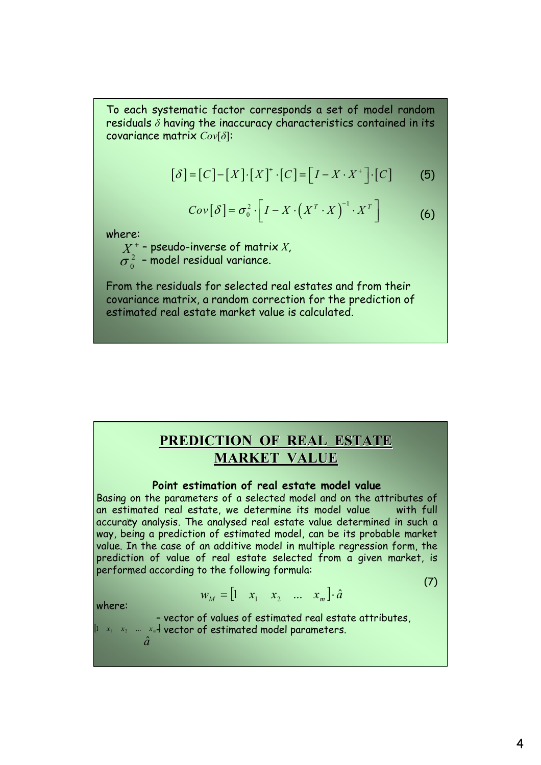To each systematic factor corresponds a set of model random residuals $\delta$ having the inaccuracy characteristics contained in its covariance matrix $Cov[\delta]$:

$$[\delta] = [C] - [X] \cdot [X]^{+} \cdot [C] = \left[ I - X \cdot X^{+} \right] \cdot [C] \qquad (5)$$

$$Cov[\delta] = \sigma_0^2 \cdot \left[ I - X \cdot \left( X^T \cdot X \right)^{-1} \cdot X^T \right] \qquad (6)$$

where:

$X^{+}$ – pseudo-inverse of matrix $X$,

$\sigma_0^2$ – model residual variance.

From the residuals for selected real estates and from their covariance matrix, a random correction for the prediction of estimated real estate market value is calculated.

## PREDICTION OF REAL ESTATE MARKET VALUE

**Point estimation of real estate model value**

Basing on the parameters of a selected model and on the attributes of an estimated real estate, we determine its model value with full accuracy analysis. The analysed real estate value determined in such a way, being a prediction of estimated model, can be its probable market value. In the case of an additive model in multiple regression form, the prediction of value of real estate selected from a given market, is performed according to the following formula:

$$w_M = \begin{bmatrix} 1 & x_1 & x_2 & \dots & x_m \end{bmatrix} \cdot \hat{a} \qquad (7)$$

where:

$\begin{bmatrix} 1 & x_1 & x_2 & \dots & x_m \end{bmatrix}$ – vector of values of estimated real estate attributes,

$\hat{a}$ – vector of estimated model parameters.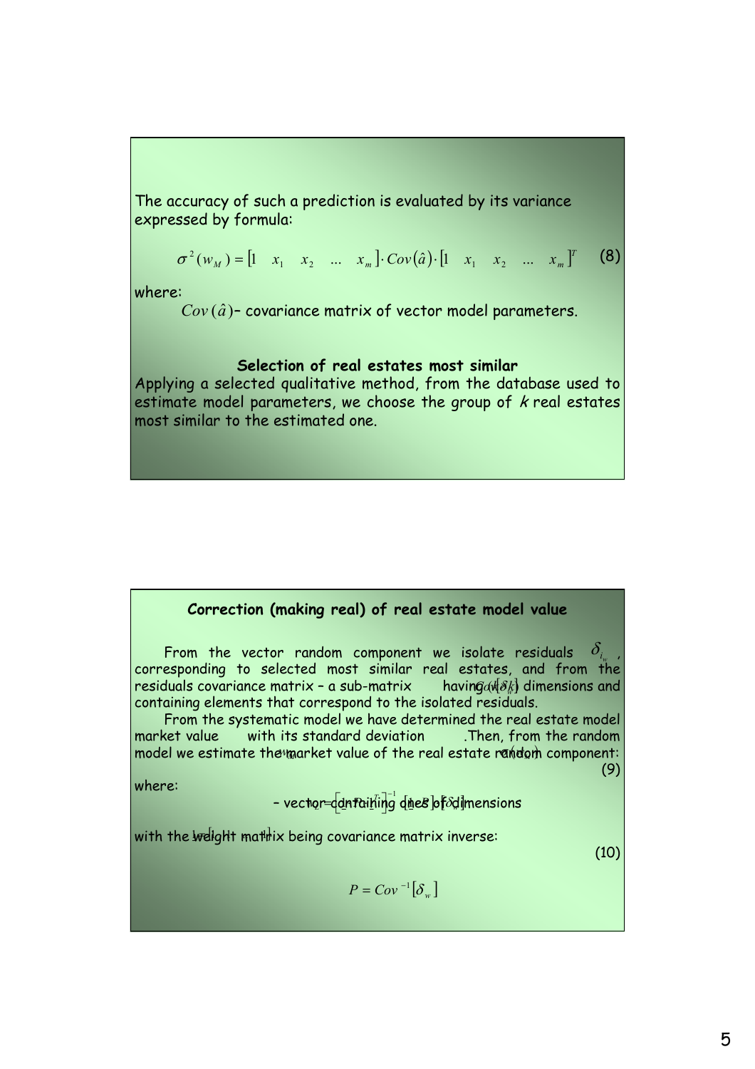The accuracy of such a prediction is evaluated by its variance expressed by formula:

$$\sigma^2(w_M) = [1 \quad x_1 \quad x_2 \quad \ldots \quad x_m] \cdot Cov(\hat{a}) \cdot [1 \quad x_1 \quad x_2 \quad \ldots \quad x_m]^T \tag{8}$$

where:

$Cov(\hat{a})$– covariance matrix of vector model parameters.

**Selection of real estates most similar**

Applying a selected qualitative method, from the database used to estimate model parameters, we choose the group of *k* real estates most similar to the estimated one.

**Correction (making real) of real estate model value**

From the vector random component we isolate residuals $\delta_{i_w}$, corresponding to selected most similar real estates, and from the residuals covariance matrix – a sub-matrix $Cov[\delta_k]$ having dimensions and containing elements that correspond to the isolated residuals.

From the systematic model we have determined the real estate model market value $w_M$ with its standard deviation $\sigma(w_M)$. Then, from the random model we estimate the market value of the real estate random component:

(9)

where:

– vector containing ones of dimensions

with the weight matrix being covariance matrix inverse:

(10)

$$P = Cov^{-1}[\delta_w]$$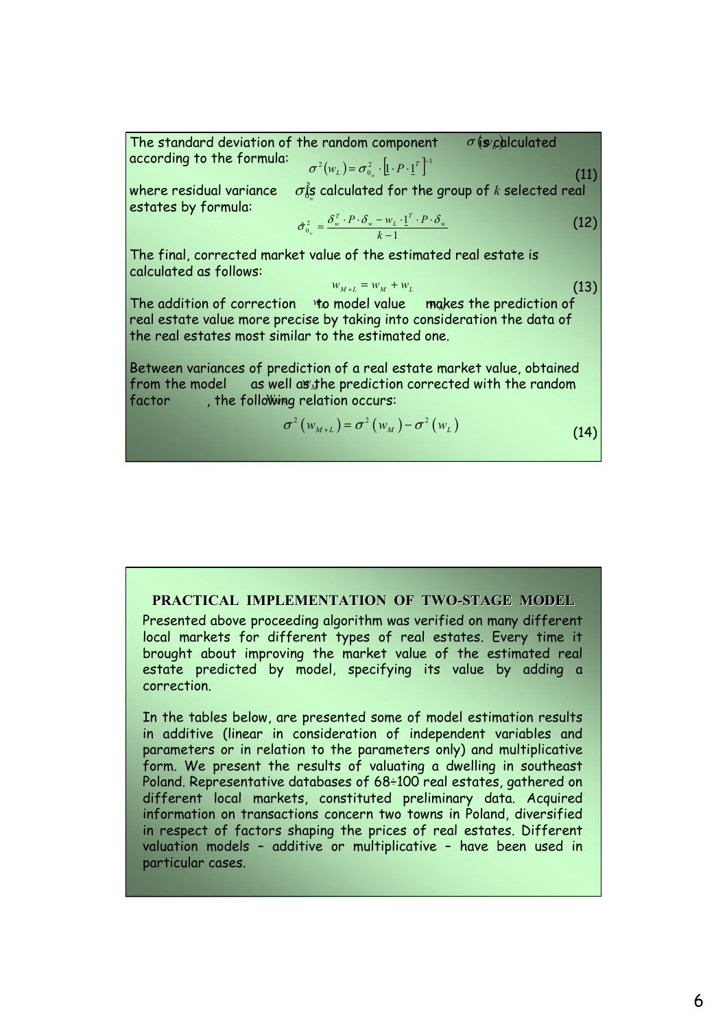The standard deviation of the random component $\sigma(w_L)$ is calculated according to the formula:

$$\sigma^2(w_L) = \sigma_{0_w}^2 \cdot \left[\underline{1} \cdot P \cdot \underline{1}^T\right]^{-1} \tag{11}$$

where residual variance $\sigma_{0_w}^2$ is calculated for the group of $k$ selected real estates by formula:

$$\hat{\sigma}_{0_w}^2 = \frac{\delta_w^T \cdot P \cdot \delta_w - w_L \cdot \underline{1}^T \cdot P \cdot \delta_w}{k-1} \tag{12}$$

The final, corrected market value of the estimated real estate is calculated as follows:

$$w_{M+L} = w_M + w_L \tag{13}$$

The addition of correction $w_L$ to model value $w_M$ makes the prediction of real estate value more precise by taking into consideration the data of the real estates most similar to the estimated one.

Between variances of prediction of a real estate market value, obtained from the model $w_M$ as well as the prediction corrected with the random factor $w_{M+L}$, the following relation occurs:

$$\sigma^2(w_{M+L}) = \sigma^2(w_M) - \sigma^2(w_L) \tag{14}$$

## PRACTICAL IMPLEMENTATION OF TWO-STAGE MODEL

Presented above proceeding algorithm was verified on many different local markets for different types of real estates. Every time it brought about improving the market value of the estimated real estate predicted by model, specifying its value by adding a correction.

In the tables below, are presented some of model estimation results in additive (linear in consideration of independent variables and parameters or in relation to the parameters only) and multiplicative form. We present the results of valuating a dwelling in southeast Poland. Representative databases of 68÷100 real estates, gathered on different local markets, constituted preliminary data. Acquired information on transactions concern two towns in Poland, diversified in respect of factors shaping the prices of real estates. Different valuation models – additive or multiplicative – have been used in particular cases.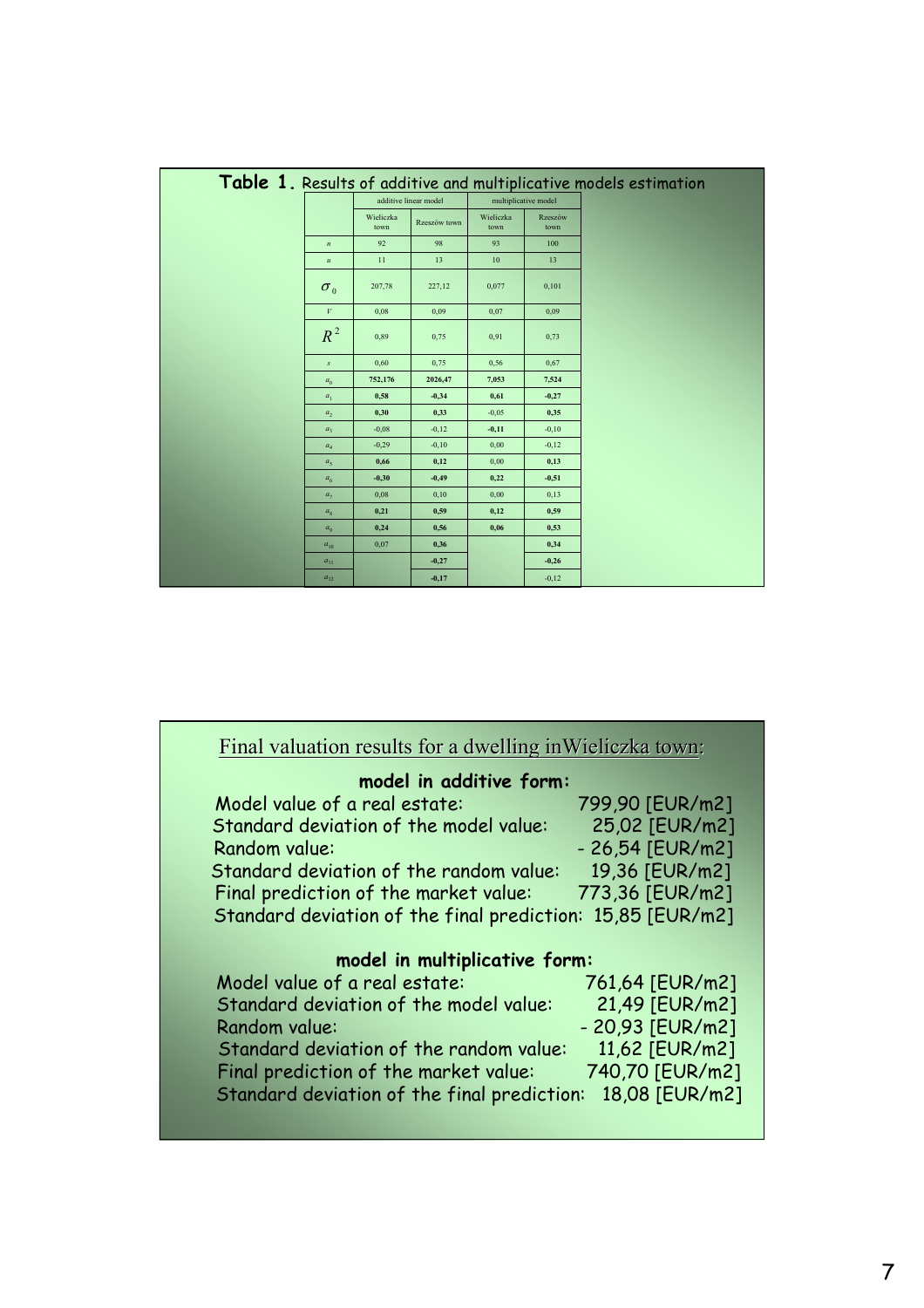**Table 1.** Results of additive and multiplicative models estimation

| | additive linear model | | multiplicative model | |
|---|---|---|---|---|
| | Wieliczka town | Rzeszów town | Wieliczka town | Rzeszów town |
| $n$ | 92 | 98 | 93 | 100 |
| $u$ | 11 | 13 | 10 | 13 |
| $\sigma_0$ | 207,78 | 227,12 | 0,077 | 0,101 |
| $V$ | 0,08 | 0,09 | 0,07 | 0,09 |
| $R^2$ | 0,89 | 0,75 | 0,91 | 0,73 |
| $s$ | 0,60 | 0,75 | 0,56 | 0,67 |
| $a_0$ | **752,176** | **2026,47** | **7,053** | **7,524** |
| $a_1$ | **0,58** | **-0,34** | **0,61** | **-0,27** |
| $a_2$ | **0,30** | **0,33** | -0,05 | **0,35** |
| $a_3$ | -0,08 | -0,12 | **-0,11** | -0,10 |
| $a_4$ | -0,29 | -0,10 | 0,00 | -0,12 |
| $a_5$ | **0,66** | **0,12** | 0,00 | **0,13** |
| $a_6$ | **-0,30** | **-0,49** | **0,22** | **-0,51** |
| $a_7$ | 0,08 | 0,10 | 0,00 | 0,13 |
| $a_8$ | **0,21** | **0,59** | **0,12** | **0,59** |
| $a_9$ | **0,24** | **0,56** | **0,06** | **0,53** |
| $a_{10}$ | 0,07 | **0,36** | | **0,34** |
| $a_{11}$ | | **-0,27** | | **-0,26** |
| $a_{12}$ | | **-0,17** | | -0,12 |

## Final valuation results for a dwelling inWieliczka town:

**model in additive form:**

Model value of a real estate: 799,90 [EUR/m2]
Standard deviation of the model value: 25,02 [EUR/m2]
Random value: - 26,54 [EUR/m2]
Standard deviation of the random value: 19,36 [EUR/m2]
Final prediction of the market value: 773,36 [EUR/m2]
Standard deviation of the final prediction: 15,85 [EUR/m2]

**model in multiplicative form:**

Model value of a real estate: 761,64 [EUR/m2]
Standard deviation of the model value: 21,49 [EUR/m2]
Random value: - 20,93 [EUR/m2]
Standard deviation of the random value: 11,62 [EUR/m2]
Final prediction of the market value: 740,70 [EUR/m2]
Standard deviation of the final prediction: 18,08 [EUR/m2]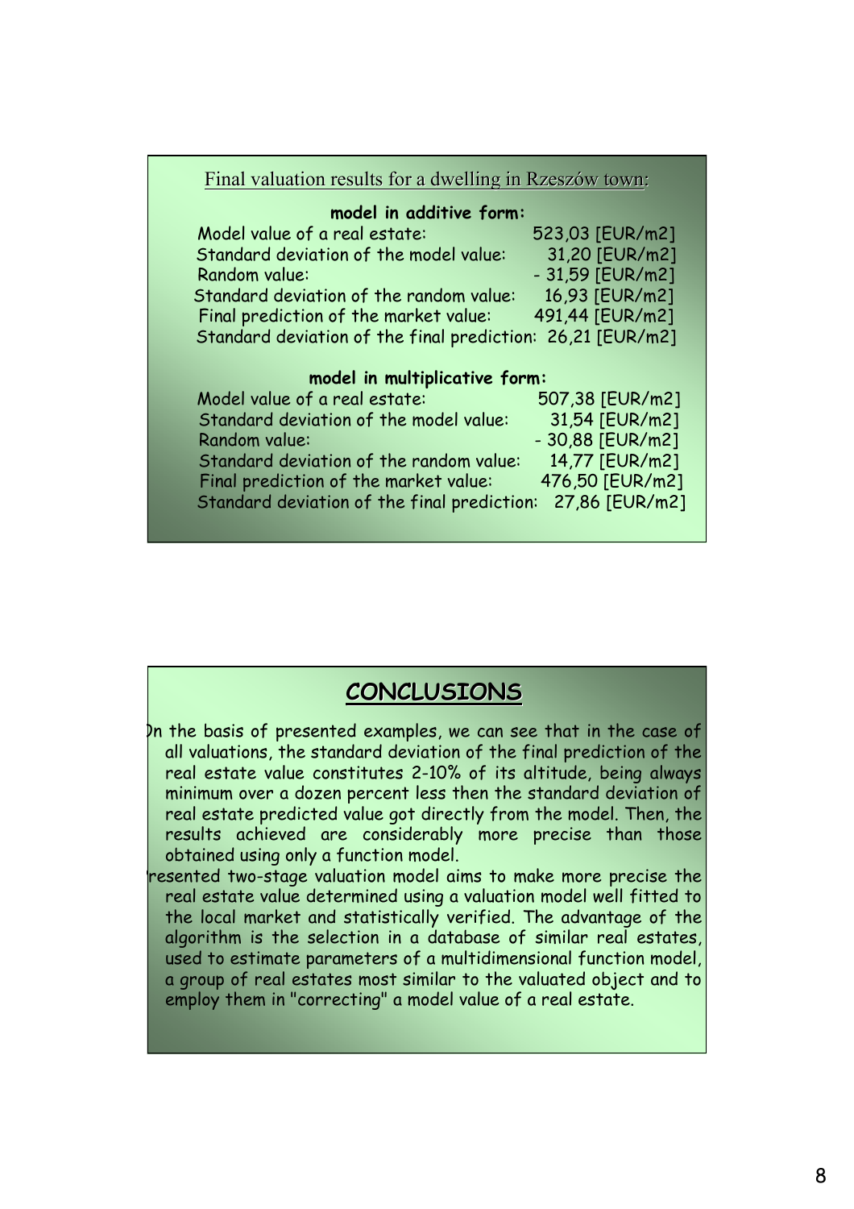Final valuation results for a dwelling in Rzeszów town:

**model in additive form:**

| | |
|---|---|
| Model value of a real estate: | 523,03 [EUR/m2] |
| Standard deviation of the model value: | 31,20 [EUR/m2] |
| Random value: | - 31,59 [EUR/m2] |
| Standard deviation of the random value: | 16,93 [EUR/m2] |
| Final prediction of the market value: | 491,44 [EUR/m2] |
| Standard deviation of the final prediction: | 26,21 [EUR/m2] |

**model in multiplicative form:**

| | |
|---|---|
| Model value of a real estate: | 507,38 [EUR/m2] |
| Standard deviation of the model value: | 31,54 [EUR/m2] |
| Random value: | - 30,88 [EUR/m2] |
| Standard deviation of the random value: | 14,77 [EUR/m2] |
| Final prediction of the market value: | 476,50 [EUR/m2] |
| Standard deviation of the final prediction: | 27,86 [EUR/m2] |

## CONCLUSIONS

On the basis of presented examples, we can see that in the case of all valuations, the standard deviation of the final prediction of the real estate value constitutes 2-10% of its altitude, being always minimum over a dozen percent less then the standard deviation of real estate predicted value got directly from the model. Then, the results achieved are considerably more precise than those obtained using only a function model.

Presented two-stage valuation model aims to make more precise the real estate value determined using a valuation model well fitted to the local market and statistically verified. The advantage of the algorithm is the selection in a database of similar real estates, used to estimate parameters of a multidimensional function model, a group of real estates most similar to the valuated object and to employ them in "correcting" a model value of a real estate.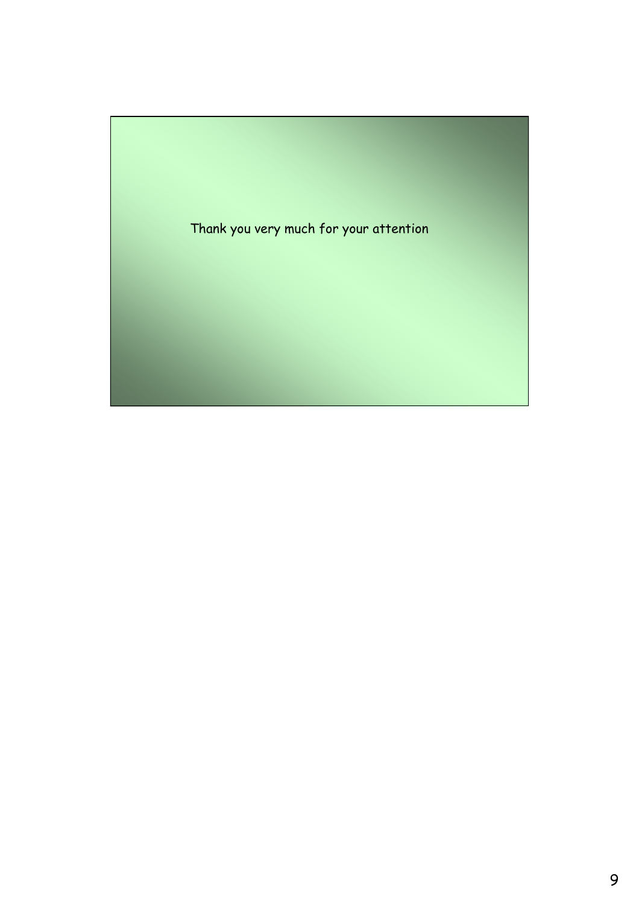Thank you very much for your attention